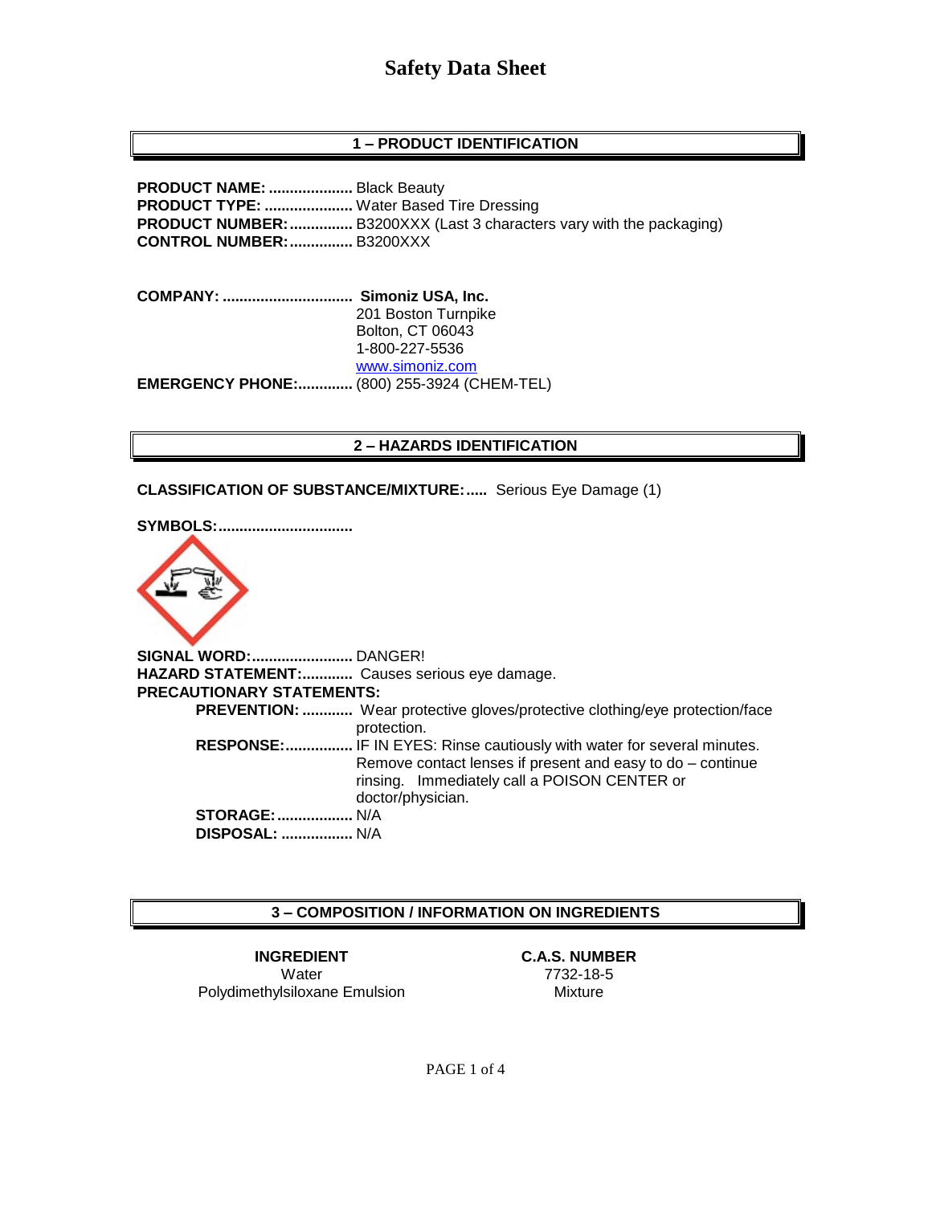# Safety Data Sheet

## 1 – PRODUCT IDENTIFICATION

**PRODUCT NAME:** .................... Black Beauty
**PRODUCT TYPE:** ..................... Water Based Tire Dressing
**PRODUCT NUMBER:**............... B3200XXX (Last 3 characters vary with the packaging)
**CONTROL NUMBER:**............... B3200XXX

**COMPANY:** ............................... **Simoniz USA, Inc.**
201 Boston Turnpike
Bolton, CT 06043
1-800-227-5536
www.simoniz.com
**EMERGENCY PHONE:**............. (800) 255-3924 (CHEM-TEL)

## 2 – HAZARDS IDENTIFICATION

**CLASSIFICATION OF SUBSTANCE/MIXTURE:**..... Serious Eye Damage (1)

**SYMBOLS:**...............................

**SIGNAL WORD:**........................ DANGER!
**HAZARD STATEMENT:**............ Causes serious eye damage.
**PRECAUTIONARY STATEMENTS:**

- **PREVENTION:** ............ Wear protective gloves/protective clothing/eye protection/face protection.
- **RESPONSE:**................ IF IN EYES: Rinse cautiously with water for several minutes. Remove contact lenses if present and easy to do – continue rinsing. Immediately call a POISON CENTER or doctor/physician.
- **STORAGE:**.................. N/A
- **DISPOSAL:** ................. N/A

## 3 – COMPOSITION / INFORMATION ON INGREDIENTS

| INGREDIENT | C.A.S. NUMBER |
|---|---|
| Water | 7732-18-5 |
| Polydimethylsiloxane Emulsion | Mixture |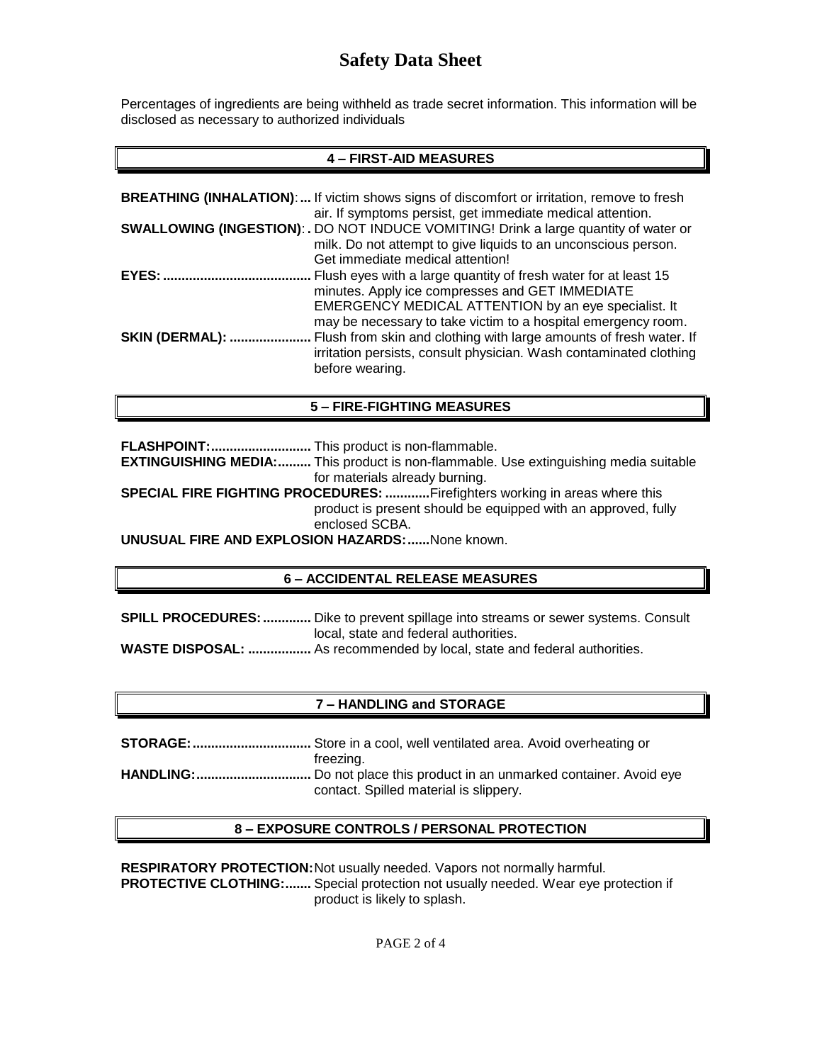# Safety Data Sheet

Percentages of ingredients are being withheld as trade secret information. This information will be disclosed as necessary to authorized individuals

## 4 – FIRST-AID MEASURES

**BREATHING (INHALATION):...** If victim shows signs of discomfort or irritation, remove to fresh air. If symptoms persist, get immediate medical attention.

**SWALLOWING (INGESTION):.** DO NOT INDUCE VOMITING! Drink a large quantity of water or milk. Do not attempt to give liquids to an unconscious person. Get immediate medical attention!

**EYES:........................................** Flush eyes with a large quantity of fresh water for at least 15 minutes. Apply ice compresses and GET IMMEDIATE EMERGENCY MEDICAL ATTENTION by an eye specialist. It may be necessary to take victim to a hospital emergency room.

**SKIN (DERMAL): ......................** Flush from skin and clothing with large amounts of fresh water. If irritation persists, consult physician. Wash contaminated clothing before wearing.

## 5 – FIRE-FIGHTING MEASURES

**FLASHPOINT:...........................** This product is non-flammable.

**EXTINGUISHING MEDIA:.........** This product is non-flammable. Use extinguishing media suitable for materials already burning.

**SPECIAL FIRE FIGHTING PROCEDURES: ............** Firefighters working in areas where this product is present should be equipped with an approved, fully enclosed SCBA.

**UNUSUAL FIRE AND EXPLOSION HAZARDS:......** None known.

## 6 – ACCIDENTAL RELEASE MEASURES

**SPILL PROCEDURES:.............** Dike to prevent spillage into streams or sewer systems. Consult local, state and federal authorities.

**WASTE DISPOSAL: .................** As recommended by local, state and federal authorities.

## 7 – HANDLING and STORAGE

**STORAGE:................................** Store in a cool, well ventilated area. Avoid overheating or freezing.

**HANDLING:...............................** Do not place this product in an unmarked container. Avoid eye contact. Spilled material is slippery.

## 8 – EXPOSURE CONTROLS / PERSONAL PROTECTION

**RESPIRATORY PROTECTION:** Not usually needed. Vapors not normally harmful.

**PROTECTIVE CLOTHING:.......** Special protection not usually needed. Wear eye protection if product is likely to splash.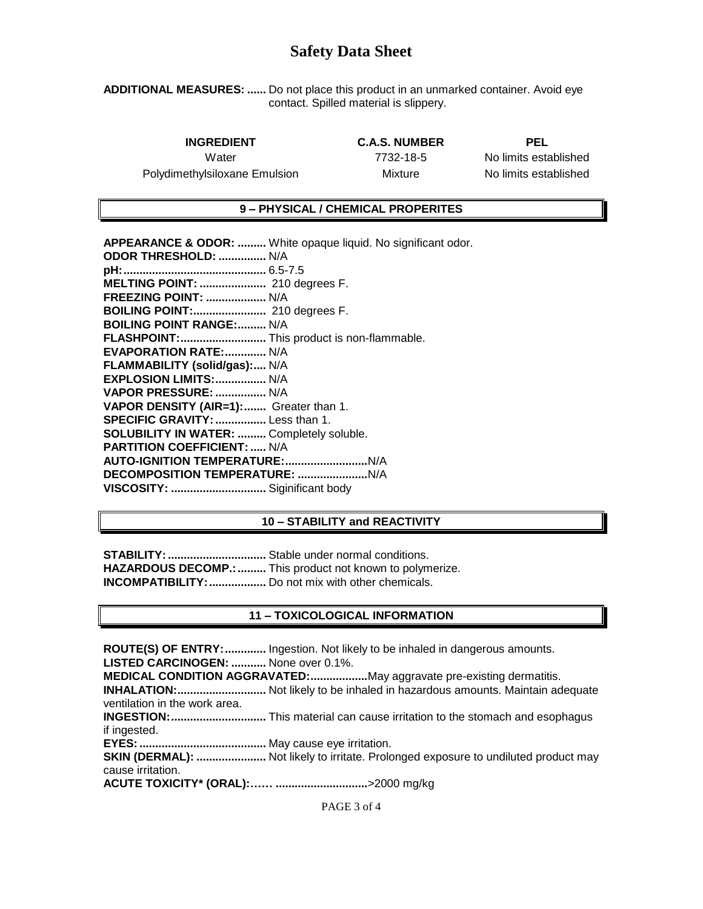**ADDITIONAL MEASURES:** ...... Do not place this product in an unmarked container. Avoid eye contact. Spilled material is slippery.

| INGREDIENT | C.A.S. NUMBER | PEL |
|---|---|---|
| Water | 7732-18-5 | No limits established |
| Polydimethylsiloxane Emulsion | Mixture | No limits established |

## 9 – PHYSICAL / CHEMICAL PROPERITES

**APPEARANCE & ODOR:** ......... White opaque liquid. No significant odor.
**ODOR THRESHOLD:** ............... N/A
**pH:**............................................ 6.5-7.5
**MELTING POINT:** .................... 210 degrees F.
**FREEZING POINT:** .................. N/A
**BOILING POINT:**...................... 210 degrees F.
**BOILING POINT RANGE:**......... N/A
**FLASHPOINT:**.......................... This product is non-flammable.
**EVAPORATION RATE:**............. N/A
**FLAMMABILITY (solid/gas):**.... N/A
**EXPLOSION LIMITS:**................ N/A
**VAPOR PRESSURE:** ................ N/A
**VAPOR DENSITY (AIR=1):**....... Greater than 1.
**SPECIFIC GRAVITY:** ................ Less than 1.
**SOLUBILITY IN WATER:** ......... Completely soluble.
**PARTITION COEFFICIENT:** ..... N/A
**AUTO-IGNITION TEMPERATURE:**..........................N/A
**DECOMPOSITION TEMPERATURE:** ......................N/A
**VISCOSITY:** .............................. Siginificant body

## 10 – STABILITY and REACTIVITY

**STABILITY:**............................... Stable under normal conditions.
**HAZARDOUS DECOMP.:**......... This product not known to polymerize.
**INCOMPATIBILITY:**.................. Do not mix with other chemicals.

## 11 – TOXICOLOGICAL INFORMATION

**ROUTE(S) OF ENTRY:**............. Ingestion. Not likely to be inhaled in dangerous amounts.
**LISTED CARCINOGEN:** ........... None over 0.1%.
**MEDICAL CONDITION AGGRAVATED:**..................May aggravate pre-existing dermatitis.
**INHALATION:**............................ Not likely to be inhaled in hazardous amounts. Maintain adequate ventilation in the work area.
**INGESTION:**.............................. This material can cause irritation to the stomach and esophagus if ingested.
**EYES:**........................................ May cause eye irritation.
**SKIN (DERMAL):** ...................... Not likely to irritate. Prolonged exposure to undiluted product may cause irritation.
**ACUTE TOXICITY* (ORAL):**…… ............................>2000 mg/kg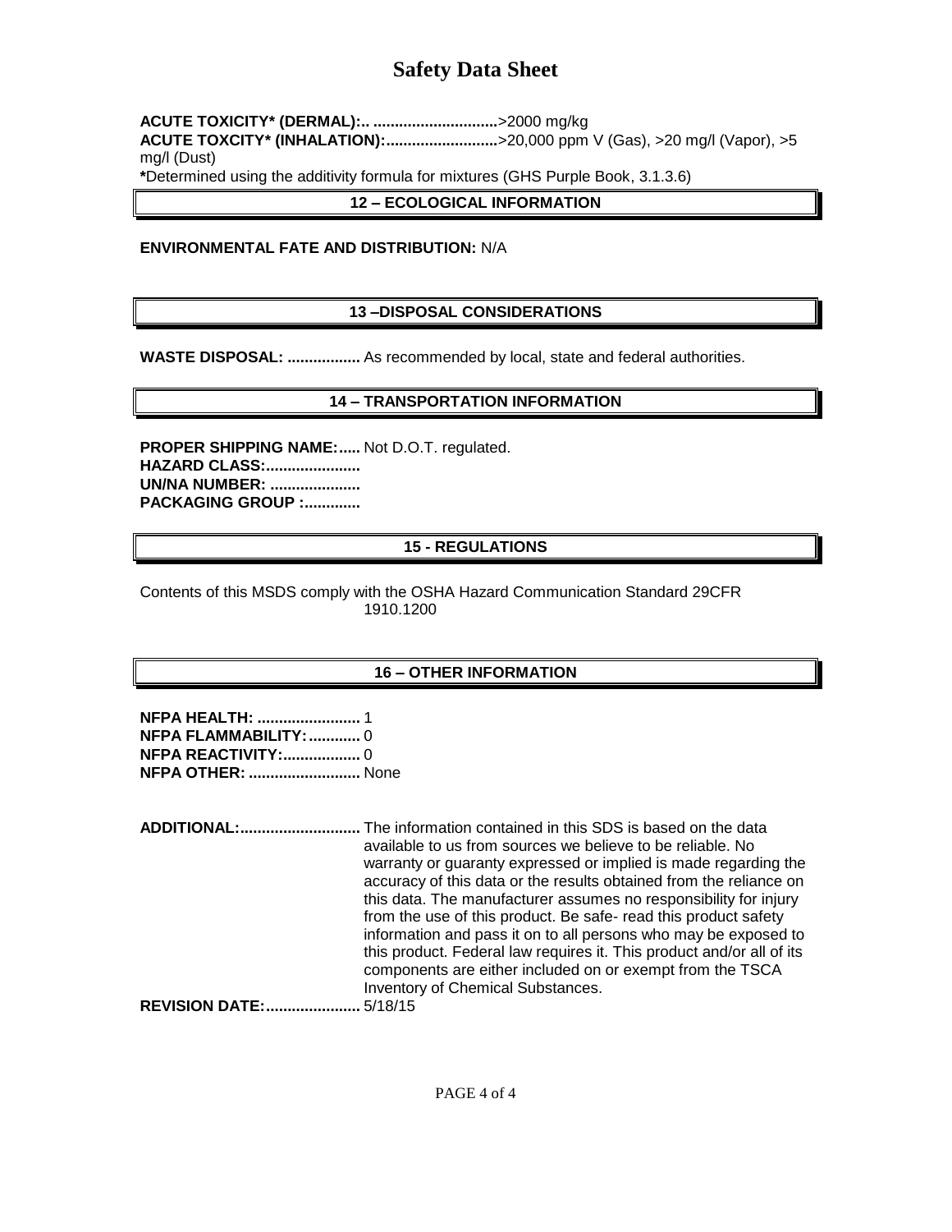# Safety Data Sheet

**ACUTE TOXICITY* (DERMAL):.. ............................**>2000 mg/kg
**ACUTE TOXCITY* (INHALATION):.........................**>20,000 ppm V (Gas), >20 mg/l (Vapor), >5 mg/l (Dust)
***Determined using the additivity formula for mixtures (GHS Purple Book, 3.1.3.6)

## 12 – ECOLOGICAL INFORMATION

**ENVIRONMENTAL FATE AND DISTRIBUTION:** N/A

## 13 –DISPOSAL CONSIDERATIONS

**WASTE DISPOSAL: .................** As recommended by local, state and federal authorities.

## 14 – TRANSPORTATION INFORMATION

**PROPER SHIPPING NAME:.....** Not D.O.T. regulated.
**HAZARD CLASS:......................**
**UN/NA NUMBER: .....................**
**PACKAGING GROUP :.............**

## 15 - REGULATIONS

Contents of this MSDS comply with the OSHA Hazard Communication Standard 29CFR 1910.1200

## 16 – OTHER INFORMATION

**NFPA HEALTH: ........................** 1
**NFPA FLAMMABILITY:............** 0
**NFPA REACTIVITY:..................** 0
**NFPA OTHER: ..........................** None

**ADDITIONAL:............................** The information contained in this SDS is based on the data available to us from sources we believe to be reliable. No warranty or guaranty expressed or implied is made regarding the accuracy of this data or the results obtained from the reliance on this data. The manufacturer assumes no responsibility for injury from the use of this product. Be safe- read this product safety information and pass it on to all persons who may be exposed to this product. Federal law requires it. This product and/or all of its components are either included on or exempt from the TSCA Inventory of Chemical Substances.
**REVISION DATE:......................** 5/18/15